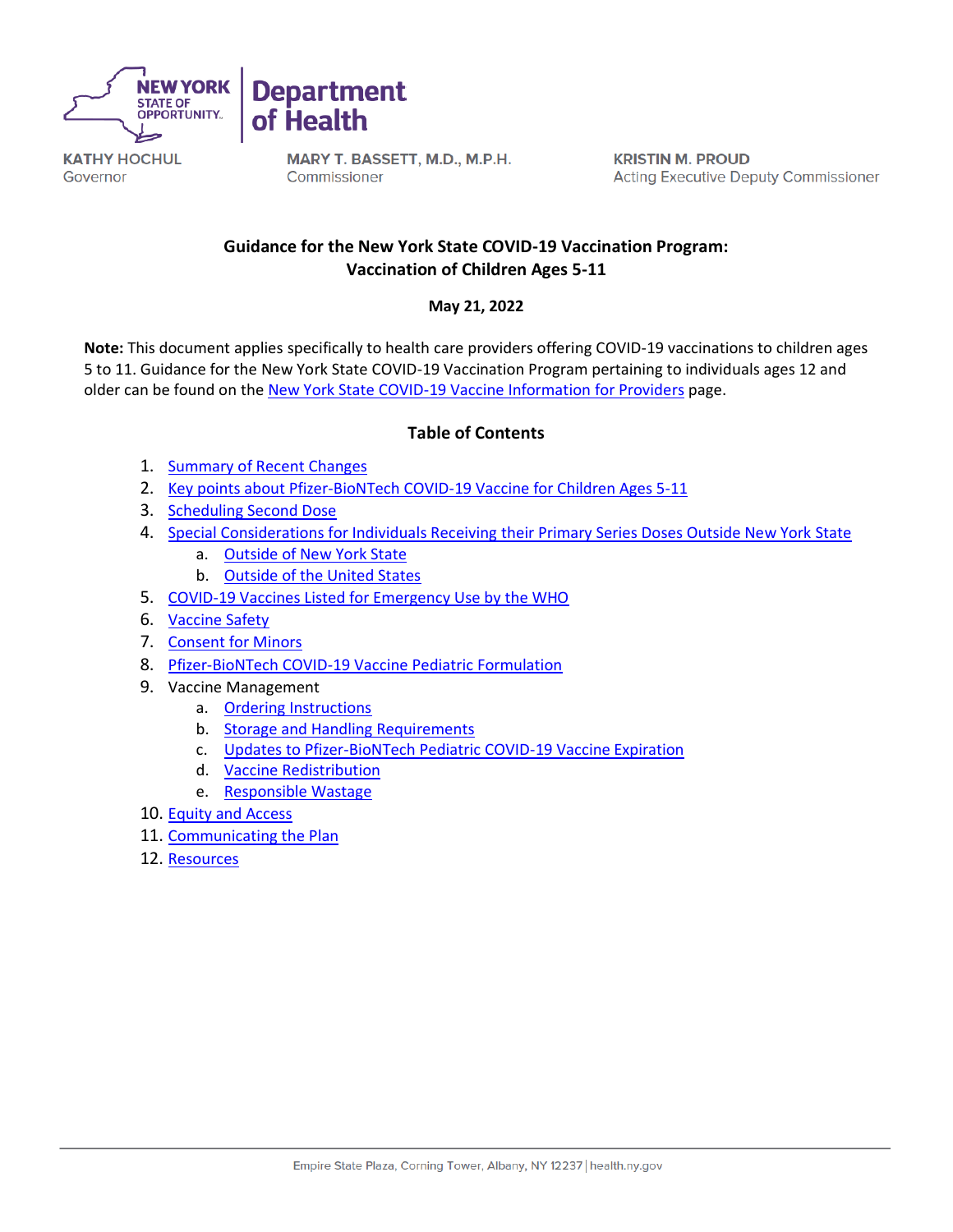NEW YORK STATE OF OPPORTUNITY. | Department of Health

KATHY HOCHUL
Governor

MARY T. BASSETT, M.D., M.P.H.
Commissioner

KRISTIN M. PROUD
Acting Executive Deputy Commissioner

# Guidance for the New York State COVID-19 Vaccination Program: Vaccination of Children Ages 5-11

**May 21, 2022**

**Note:** This document applies specifically to health care providers offering COVID-19 vaccinations to children ages 5 to 11. Guidance for the New York State COVID-19 Vaccination Program pertaining to individuals ages 12 and older can be found on the New York State COVID-19 Vaccine Information for Providers page.

## Table of Contents

1. Summary of Recent Changes
2. Key points about Pfizer-BioNTech COVID-19 Vaccine for Children Ages 5-11
3. Scheduling Second Dose
4. Special Considerations for Individuals Receiving their Primary Series Doses Outside New York State
    a. Outside of New York State
    b. Outside of the United States
5. COVID-19 Vaccines Listed for Emergency Use by the WHO
6. Vaccine Safety
7. Consent for Minors
8. Pfizer-BioNTech COVID-19 Vaccine Pediatric Formulation
9. Vaccine Management
    a. Ordering Instructions
    b. Storage and Handling Requirements
    c. Updates to Pfizer-BioNTech Pediatric COVID-19 Vaccine Expiration
    d. Vaccine Redistribution
    e. Responsible Wastage
10. Equity and Access
11. Communicating the Plan
12. Resources

Empire State Plaza, Corning Tower, Albany, NY 12237 | health.ny.gov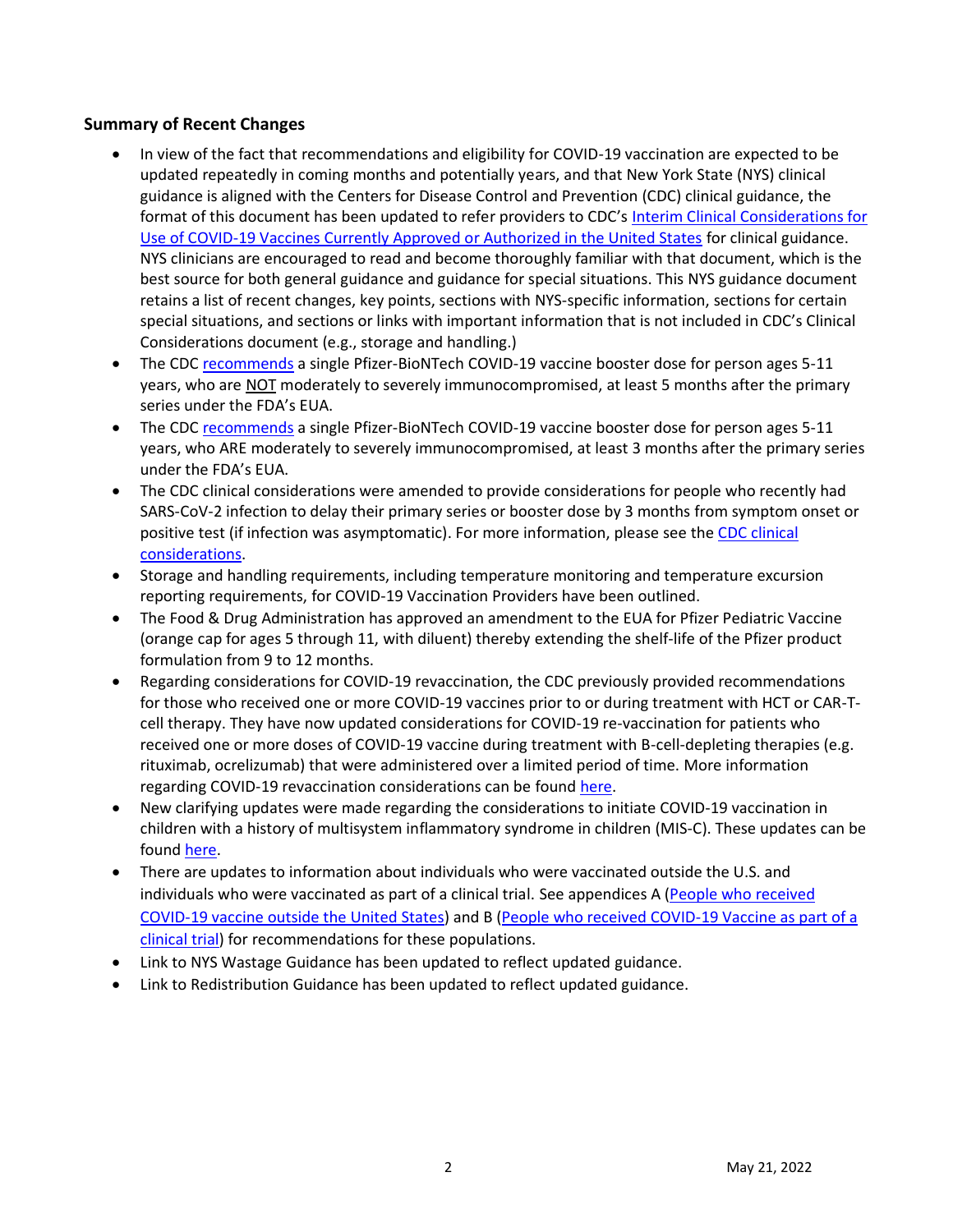## Summary of Recent Changes

- In view of the fact that recommendations and eligibility for COVID-19 vaccination are expected to be updated repeatedly in coming months and potentially years, and that New York State (NYS) clinical guidance is aligned with the Centers for Disease Control and Prevention (CDC) clinical guidance, the format of this document has been updated to refer providers to CDC's Interim Clinical Considerations for Use of COVID-19 Vaccines Currently Approved or Authorized in the United States for clinical guidance. NYS clinicians are encouraged to read and become thoroughly familiar with that document, which is the best source for both general guidance and guidance for special situations. This NYS guidance document retains a list of recent changes, key points, sections with NYS-specific information, sections for certain special situations, and sections or links with important information that is not included in CDC's Clinical Considerations document (e.g., storage and handling.)
- The CDC recommends a single Pfizer-BioNTech COVID-19 vaccine booster dose for person ages 5-11 years, who are NOT moderately to severely immunocompromised, at least 5 months after the primary series under the FDA's EUA.
- The CDC recommends a single Pfizer-BioNTech COVID-19 vaccine booster dose for person ages 5-11 years, who ARE moderately to severely immunocompromised, at least 3 months after the primary series under the FDA's EUA.
- The CDC clinical considerations were amended to provide considerations for people who recently had SARS-CoV-2 infection to delay their primary series or booster dose by 3 months from symptom onset or positive test (if infection was asymptomatic). For more information, please see the CDC clinical considerations.
- Storage and handling requirements, including temperature monitoring and temperature excursion reporting requirements, for COVID-19 Vaccination Providers have been outlined.
- The Food & Drug Administration has approved an amendment to the EUA for Pfizer Pediatric Vaccine (orange cap for ages 5 through 11, with diluent) thereby extending the shelf-life of the Pfizer product formulation from 9 to 12 months.
- Regarding considerations for COVID-19 revaccination, the CDC previously provided recommendations for those who received one or more COVID-19 vaccines prior to or during treatment with HCT or CAR-T-cell therapy. They have now updated considerations for COVID-19 re-vaccination for patients who received one or more doses of COVID-19 vaccine during treatment with B-cell-depleting therapies (e.g. rituximab, ocrelizumab) that were administered over a limited period of time. More information regarding COVID-19 revaccination considerations can be found here.
- New clarifying updates were made regarding the considerations to initiate COVID-19 vaccination in children with a history of multisystem inflammatory syndrome in children (MIS-C). These updates can be found here.
- There are updates to information about individuals who were vaccinated outside the U.S. and individuals who were vaccinated as part of a clinical trial. See appendices A (People who received COVID-19 vaccine outside the United States) and B (People who received COVID-19 Vaccine as part of a clinical trial) for recommendations for these populations.
- Link to NYS Wastage Guidance has been updated to reflect updated guidance.
- Link to Redistribution Guidance has been updated to reflect updated guidance.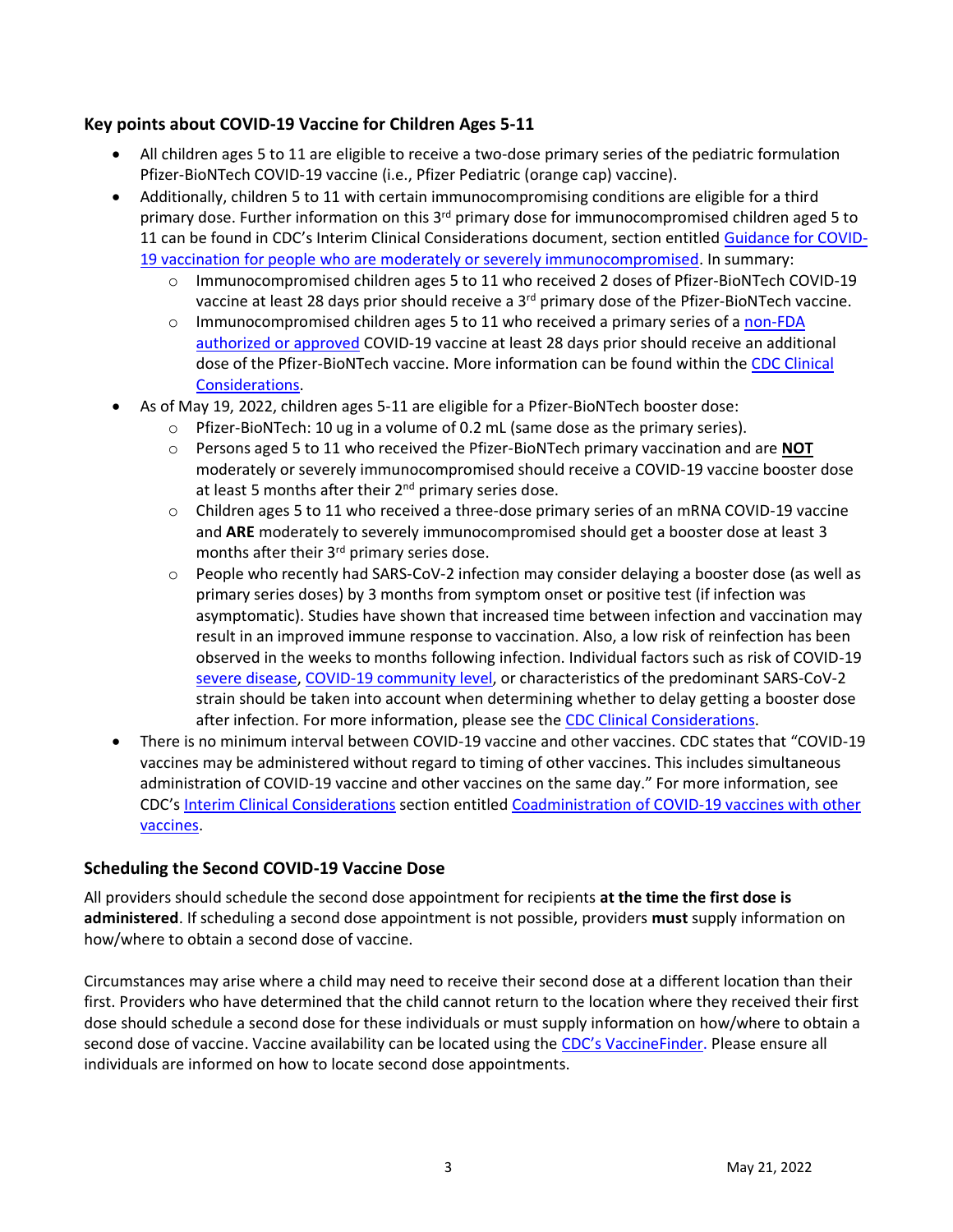## Key points about COVID-19 Vaccine for Children Ages 5-11

- All children ages 5 to 11 are eligible to receive a two-dose primary series of the pediatric formulation Pfizer-BioNTech COVID-19 vaccine (i.e., Pfizer Pediatric (orange cap) vaccine).
- Additionally, children 5 to 11 with certain immunocompromising conditions are eligible for a third primary dose. Further information on this 3rd primary dose for immunocompromised children aged 5 to 11 can be found in CDC's Interim Clinical Considerations document, section entitled Guidance for COVID-19 vaccination for people who are moderately or severely immunocompromised. In summary:
  - Immunocompromised children ages 5 to 11 who received 2 doses of Pfizer-BioNTech COVID-19 vaccine at least 28 days prior should receive a 3rd primary dose of the Pfizer-BioNTech vaccine.
  - Immunocompromised children ages 5 to 11 who received a primary series of a non-FDA authorized or approved COVID-19 vaccine at least 28 days prior should receive an additional dose of the Pfizer-BioNTech vaccine. More information can be found within the CDC Clinical Considerations.
- As of May 19, 2022, children ages 5-11 are eligible for a Pfizer-BioNTech booster dose:
  - Pfizer-BioNTech: 10 ug in a volume of 0.2 mL (same dose as the primary series).
  - Persons aged 5 to 11 who received the Pfizer-BioNTech primary vaccination and are **NOT** moderately or severely immunocompromised should receive a COVID-19 vaccine booster dose at least 5 months after their 2nd primary series dose.
  - Children ages 5 to 11 who received a three-dose primary series of an mRNA COVID-19 vaccine and **ARE** moderately to severely immunocompromised should get a booster dose at least 3 months after their 3rd primary series dose.
  - People who recently had SARS-CoV-2 infection may consider delaying a booster dose (as well as primary series doses) by 3 months from symptom onset or positive test (if infection was asymptomatic). Studies have shown that increased time between infection and vaccination may result in an improved immune response to vaccination. Also, a low risk of reinfection has been observed in the weeks to months following infection. Individual factors such as risk of COVID-19 severe disease, COVID-19 community level, or characteristics of the predominant SARS-CoV-2 strain should be taken into account when determining whether to delay getting a booster dose after infection. For more information, please see the CDC Clinical Considerations.
- There is no minimum interval between COVID-19 vaccine and other vaccines. CDC states that "COVID-19 vaccines may be administered without regard to timing of other vaccines. This includes simultaneous administration of COVID-19 vaccine and other vaccines on the same day." For more information, see CDC's Interim Clinical Considerations section entitled Coadministration of COVID-19 vaccines with other vaccines.

## Scheduling the Second COVID-19 Vaccine Dose

All providers should schedule the second dose appointment for recipients **at the time the first dose is administered**. If scheduling a second dose appointment is not possible, providers **must** supply information on how/where to obtain a second dose of vaccine.

Circumstances may arise where a child may need to receive their second dose at a different location than their first. Providers who have determined that the child cannot return to the location where they received their first dose should schedule a second dose for these individuals or must supply information on how/where to obtain a second dose of vaccine. Vaccine availability can be located using the CDC's VaccineFinder. Please ensure all individuals are informed on how to locate second dose appointments.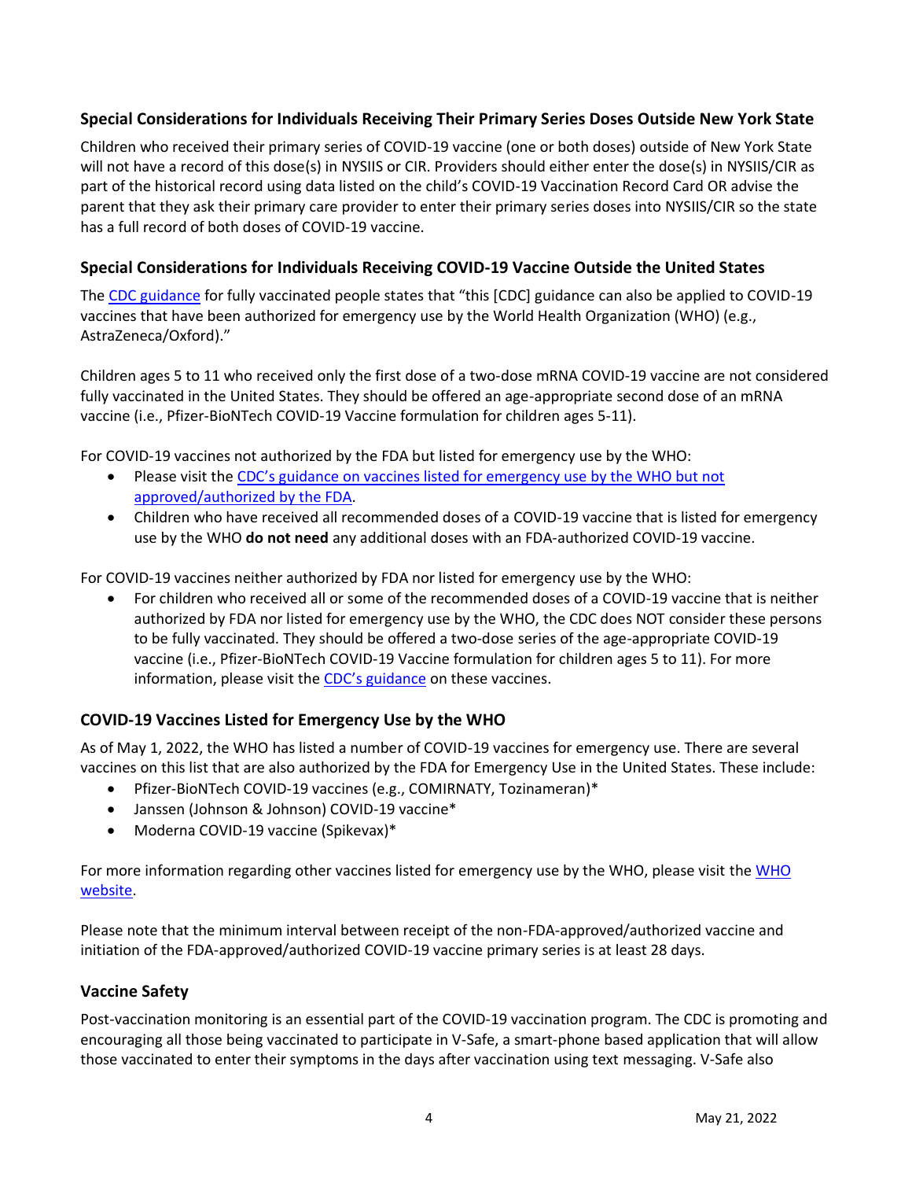## Special Considerations for Individuals Receiving Their Primary Series Doses Outside New York State

Children who received their primary series of COVID-19 vaccine (one or both doses) outside of New York State will not have a record of this dose(s) in NYSIIS or CIR. Providers should either enter the dose(s) in NYSIIS/CIR as part of the historical record using data listed on the child's COVID-19 Vaccination Record Card OR advise the parent that they ask their primary care provider to enter their primary series doses into NYSIIS/CIR so the state has a full record of both doses of COVID-19 vaccine.

## Special Considerations for Individuals Receiving COVID-19 Vaccine Outside the United States

The CDC guidance for fully vaccinated people states that "this [CDC] guidance can also be applied to COVID-19 vaccines that have been authorized for emergency use by the World Health Organization (WHO) (e.g., AstraZeneca/Oxford)."

Children ages 5 to 11 who received only the first dose of a two-dose mRNA COVID-19 vaccine are not considered fully vaccinated in the United States. They should be offered an age-appropriate second dose of an mRNA vaccine (i.e., Pfizer-BioNTech COVID-19 Vaccine formulation for children ages 5-11).

For COVID-19 vaccines not authorized by the FDA but listed for emergency use by the WHO:

- Please visit the CDC's guidance on vaccines listed for emergency use by the WHO but not approved/authorized by the FDA.
- Children who have received all recommended doses of a COVID-19 vaccine that is listed for emergency use by the WHO **do not need** any additional doses with an FDA-authorized COVID-19 vaccine.

For COVID-19 vaccines neither authorized by FDA nor listed for emergency use by the WHO:

- For children who received all or some of the recommended doses of a COVID-19 vaccine that is neither authorized by FDA nor listed for emergency use by the WHO, the CDC does NOT consider these persons to be fully vaccinated. They should be offered a two-dose series of the age-appropriate COVID-19 vaccine (i.e., Pfizer-BioNTech COVID-19 Vaccine formulation for children ages 5 to 11). For more information, please visit the CDC's guidance on these vaccines.

## COVID-19 Vaccines Listed for Emergency Use by the WHO

As of May 1, 2022, the WHO has listed a number of COVID-19 vaccines for emergency use. There are several vaccines on this list that are also authorized by the FDA for Emergency Use in the United States. These include:

- Pfizer-BioNTech COVID-19 vaccines (e.g., COMIRNATY, Tozinameran)*
- Janssen (Johnson & Johnson) COVID-19 vaccine*
- Moderna COVID-19 vaccine (Spikevax)*

For more information regarding other vaccines listed for emergency use by the WHO, please visit the WHO website.

Please note that the minimum interval between receipt of the non-FDA-approved/authorized vaccine and initiation of the FDA-approved/authorized COVID-19 vaccine primary series is at least 28 days.

## Vaccine Safety

Post-vaccination monitoring is an essential part of the COVID-19 vaccination program. The CDC is promoting and encouraging all those being vaccinated to participate in V-Safe, a smart-phone based application that will allow those vaccinated to enter their symptoms in the days after vaccination using text messaging. V-Safe also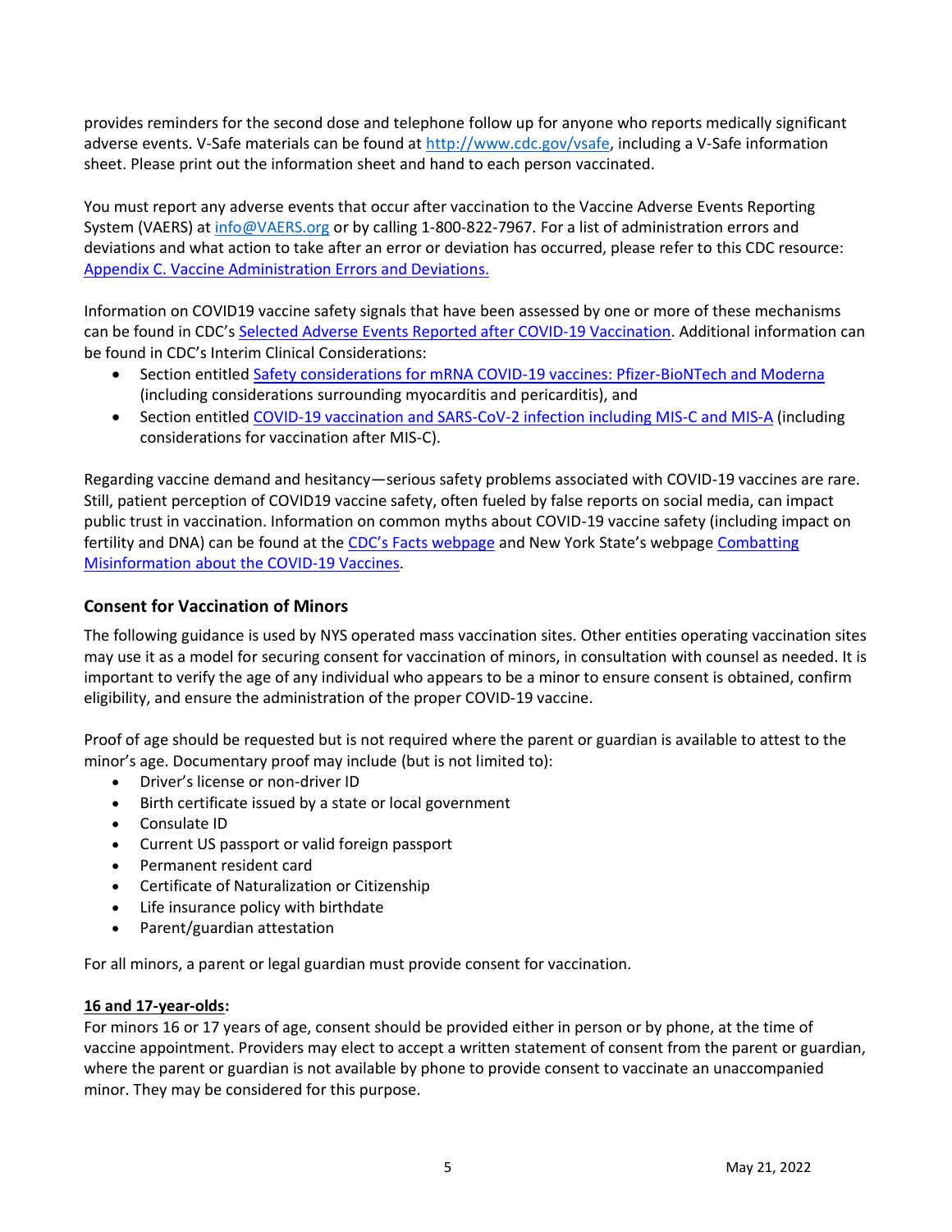provides reminders for the second dose and telephone follow up for anyone who reports medically significant adverse events. V-Safe materials can be found at [http://www.cdc.gov/vsafe](http://www.cdc.gov/vsafe), including a V-Safe information sheet. Please print out the information sheet and hand to each person vaccinated.

You must report any adverse events that occur after vaccination to the Vaccine Adverse Events Reporting System (VAERS) at [info@VAERS.org](mailto:info@VAERS.org) or by calling 1-800-822-7967. For a list of administration errors and deviations and what action to take after an error or deviation has occurred, please refer to this CDC resource: [Appendix C. Vaccine Administration Errors and Deviations.](#)

Information on COVID19 vaccine safety signals that have been assessed by one or more of these mechanisms can be found in CDC's [Selected Adverse Events Reported after COVID-19 Vaccination](#). Additional information can be found in CDC's Interim Clinical Considerations:

- Section entitled [Safety considerations for mRNA COVID-19 vaccines: Pfizer-BioNTech and Moderna](#) (including considerations surrounding myocarditis and pericarditis), and
- Section entitled [COVID-19 vaccination and SARS-CoV-2 infection including MIS-C and MIS-A](#) (including considerations for vaccination after MIS-C).

Regarding vaccine demand and hesitancy—serious safety problems associated with COVID-19 vaccines are rare. Still, patient perception of COVID19 vaccine safety, often fueled by false reports on social media, can impact public trust in vaccination. Information on common myths about COVID-19 vaccine safety (including impact on fertility and DNA) can be found at the [CDC's Facts webpage](#) and New York State's webpage [Combatting Misinformation about the COVID-19 Vaccines](#).

## Consent for Vaccination of Minors

The following guidance is used by NYS operated mass vaccination sites. Other entities operating vaccination sites may use it as a model for securing consent for vaccination of minors, in consultation with counsel as needed. It is important to verify the age of any individual who appears to be a minor to ensure consent is obtained, confirm eligibility, and ensure the administration of the proper COVID-19 vaccine.

Proof of age should be requested but is not required where the parent or guardian is available to attest to the minor's age. Documentary proof may include (but is not limited to):

- Driver's license or non-driver ID
- Birth certificate issued by a state or local government
- Consulate ID
- Current US passport or valid foreign passport
- Permanent resident card
- Certificate of Naturalization or Citizenship
- Life insurance policy with birthdate
- Parent/guardian attestation

For all minors, a parent or legal guardian must provide consent for vaccination.

**16 and 17-year-olds:**

For minors 16 or 17 years of age, consent should be provided either in person or by phone, at the time of vaccine appointment. Providers may elect to accept a written statement of consent from the parent or guardian, where the parent or guardian is not available by phone to provide consent to vaccinate an unaccompanied minor. They may be considered for this purpose.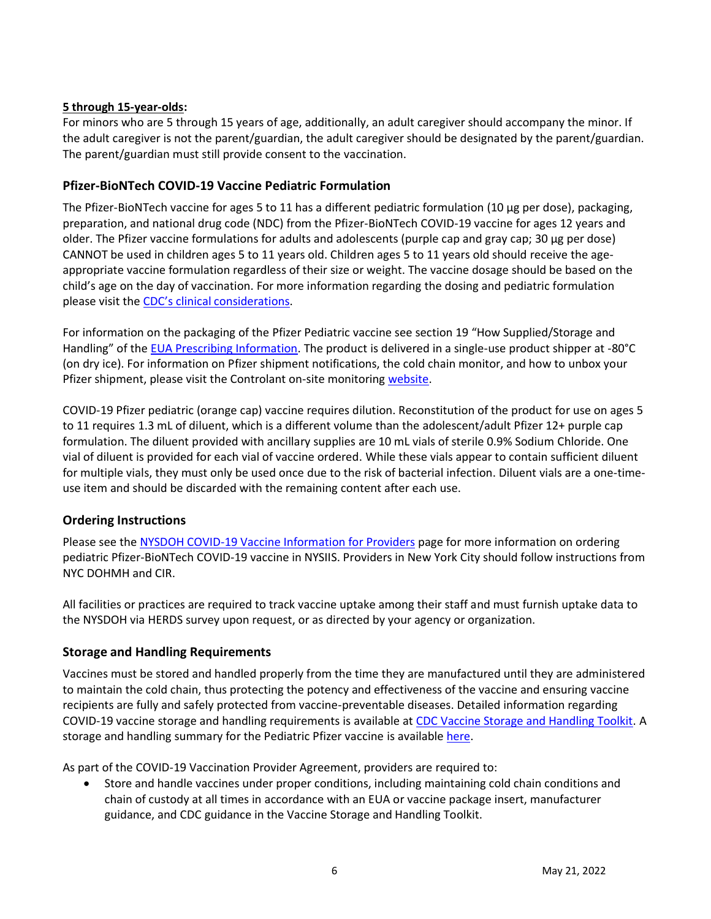**5 through 15-year-olds:**

For minors who are 5 through 15 years of age, additionally, an adult caregiver should accompany the minor. If the adult caregiver is not the parent/guardian, the adult caregiver should be designated by the parent/guardian. The parent/guardian must still provide consent to the vaccination.

### Pfizer-BioNTech COVID-19 Vaccine Pediatric Formulation

The Pfizer-BioNTech vaccine for ages 5 to 11 has a different pediatric formulation (10 µg per dose), packaging, preparation, and national drug code (NDC) from the Pfizer-BioNTech COVID-19 vaccine for ages 12 years and older. The Pfizer vaccine formulations for adults and adolescents (purple cap and gray cap; 30 µg per dose) CANNOT be used in children ages 5 to 11 years old. Children ages 5 to 11 years old should receive the age-appropriate vaccine formulation regardless of their size or weight. The vaccine dosage should be based on the child's age on the day of vaccination. For more information regarding the dosing and pediatric formulation please visit the CDC's clinical considerations.

For information on the packaging of the Pfizer Pediatric vaccine see section 19 "How Supplied/Storage and Handling" of the EUA Prescribing Information. The product is delivered in a single-use product shipper at -80°C (on dry ice). For information on Pfizer shipment notifications, the cold chain monitor, and how to unbox your Pfizer shipment, please visit the Controlant on-site monitoring website.

COVID-19 Pfizer pediatric (orange cap) vaccine requires dilution. Reconstitution of the product for use on ages 5 to 11 requires 1.3 mL of diluent, which is a different volume than the adolescent/adult Pfizer 12+ purple cap formulation. The diluent provided with ancillary supplies are 10 mL vials of sterile 0.9% Sodium Chloride. One vial of diluent is provided for each vial of vaccine ordered. While these vials appear to contain sufficient diluent for multiple vials, they must only be used once due to the risk of bacterial infection. Diluent vials are a one-time-use item and should be discarded with the remaining content after each use.

### Ordering Instructions

Please see the NYSDOH COVID-19 Vaccine Information for Providers page for more information on ordering pediatric Pfizer-BioNTech COVID-19 vaccine in NYSIIS. Providers in New York City should follow instructions from NYC DOHMH and CIR.

All facilities or practices are required to track vaccine uptake among their staff and must furnish uptake data to the NYSDOH via HERDS survey upon request, or as directed by your agency or organization.

### Storage and Handling Requirements

Vaccines must be stored and handled properly from the time they are manufactured until they are administered to maintain the cold chain, thus protecting the potency and effectiveness of the vaccine and ensuring vaccine recipients are fully and safely protected from vaccine-preventable diseases. Detailed information regarding COVID-19 vaccine storage and handling requirements is available at CDC Vaccine Storage and Handling Toolkit. A storage and handling summary for the Pediatric Pfizer vaccine is available here.

As part of the COVID-19 Vaccination Provider Agreement, providers are required to:

- Store and handle vaccines under proper conditions, including maintaining cold chain conditions and chain of custody at all times in accordance with an EUA or vaccine package insert, manufacturer guidance, and CDC guidance in the Vaccine Storage and Handling Toolkit.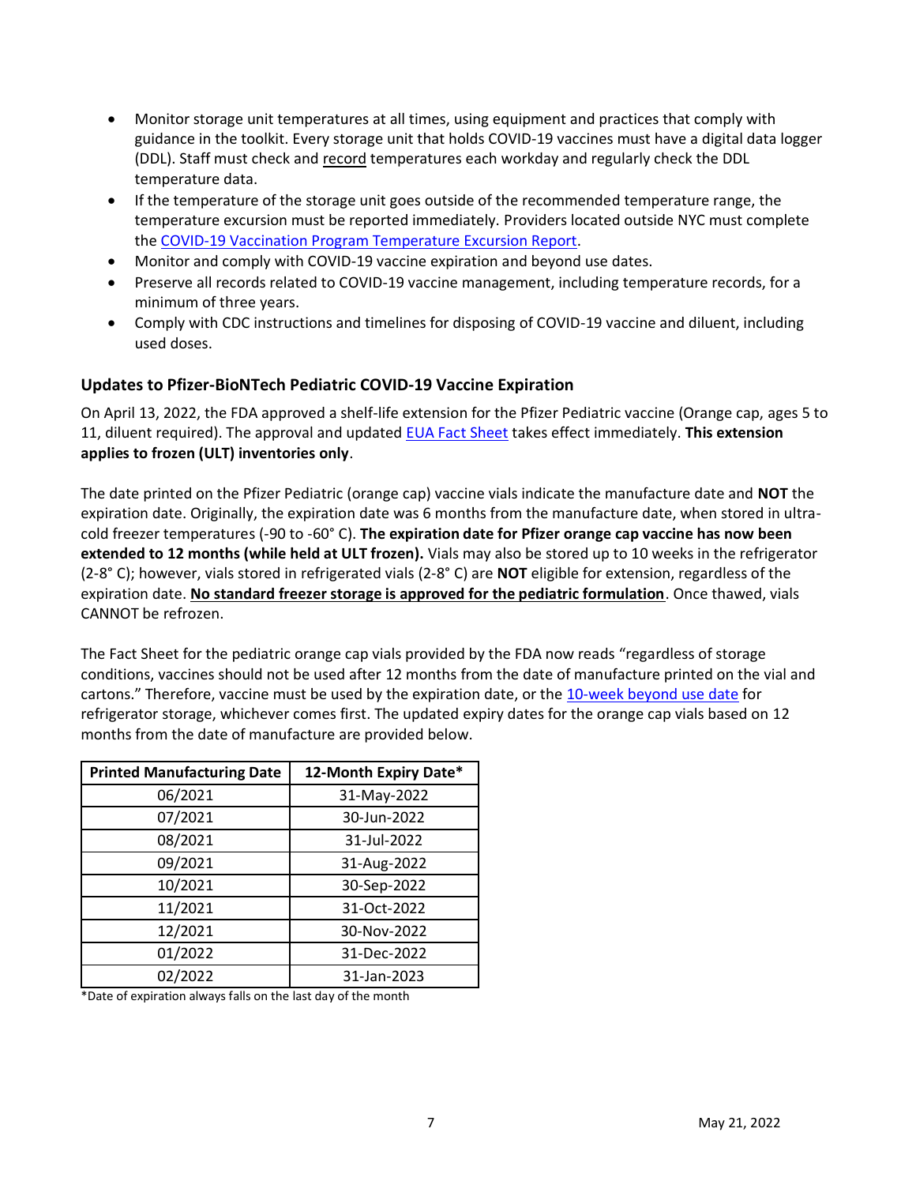- Monitor storage unit temperatures at all times, using equipment and practices that comply with guidance in the toolkit. Every storage unit that holds COVID-19 vaccines must have a digital data logger (DDL). Staff must check and record temperatures each workday and regularly check the DDL temperature data.
- If the temperature of the storage unit goes outside of the recommended temperature range, the temperature excursion must be reported immediately. Providers located outside NYC must complete the COVID-19 Vaccination Program Temperature Excursion Report.
- Monitor and comply with COVID-19 vaccine expiration and beyond use dates.
- Preserve all records related to COVID-19 vaccine management, including temperature records, for a minimum of three years.
- Comply with CDC instructions and timelines for disposing of COVID-19 vaccine and diluent, including used doses.

### Updates to Pfizer-BioNTech Pediatric COVID-19 Vaccine Expiration

On April 13, 2022, the FDA approved a shelf-life extension for the Pfizer Pediatric vaccine (Orange cap, ages 5 to 11, diluent required). The approval and updated EUA Fact Sheet takes effect immediately. **This extension applies to frozen (ULT) inventories only**.

The date printed on the Pfizer Pediatric (orange cap) vaccine vials indicate the manufacture date and **NOT** the expiration date. Originally, the expiration date was 6 months from the manufacture date, when stored in ultra-cold freezer temperatures (-90 to -60° C). **The expiration date for Pfizer orange cap vaccine has now been extended to 12 months (while held at ULT frozen).** Vials may also be stored up to 10 weeks in the refrigerator (2-8° C); however, vials stored in refrigerated vials (2-8° C) are **NOT** eligible for extension, regardless of the expiration date. **No standard freezer storage is approved for the pediatric formulation**. Once thawed, vials CANNOT be refrozen.

The Fact Sheet for the pediatric orange cap vials provided by the FDA now reads "regardless of storage conditions, vaccines should not be used after 12 months from the date of manufacture printed on the vial and cartons." Therefore, vaccine must be used by the expiration date, or the 10-week beyond use date for refrigerator storage, whichever comes first. The updated expiry dates for the orange cap vials based on 12 months from the date of manufacture are provided below.

| Printed Manufacturing Date | 12-Month Expiry Date* |
|---|---|
| 06/2021 | 31-May-2022 |
| 07/2021 | 30-Jun-2022 |
| 08/2021 | 31-Jul-2022 |
| 09/2021 | 31-Aug-2022 |
| 10/2021 | 30-Sep-2022 |
| 11/2021 | 31-Oct-2022 |
| 12/2021 | 30-Nov-2022 |
| 01/2022 | 31-Dec-2022 |
| 02/2022 | 31-Jan-2023 |

*Date of expiration always falls on the last day of the month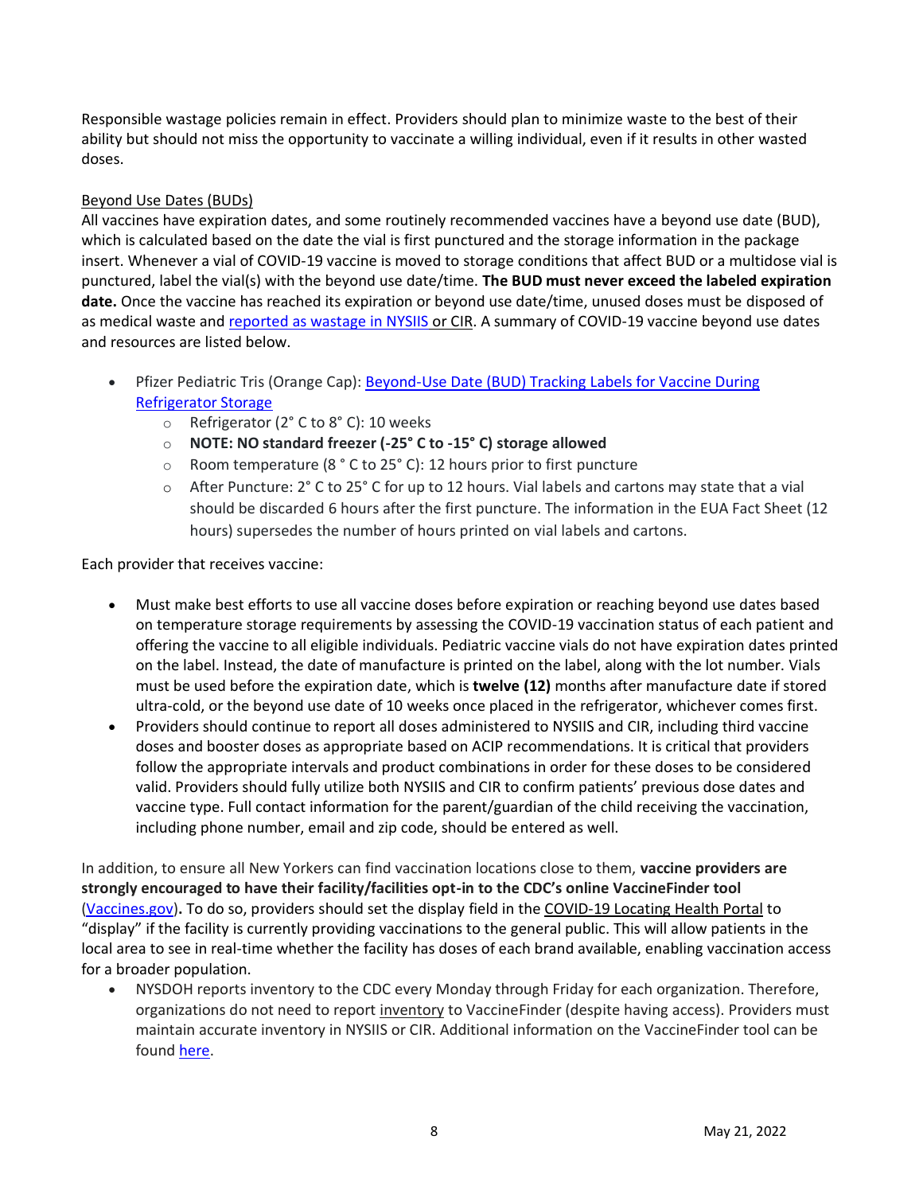Responsible wastage policies remain in effect. Providers should plan to minimize waste to the best of their ability but should not miss the opportunity to vaccinate a willing individual, even if it results in other wasted doses.

Beyond Use Dates (BUDs)

All vaccines have expiration dates, and some routinely recommended vaccines have a beyond use date (BUD), which is calculated based on the date the vial is first punctured and the storage information in the package insert. Whenever a vial of COVID-19 vaccine is moved to storage conditions that affect BUD or a multidose vial is punctured, label the vial(s) with the beyond use date/time. **The BUD must never exceed the labeled expiration date.** Once the vaccine has reached its expiration or beyond use date/time, unused doses must be disposed of as medical waste and [reported as wastage in NYSIIS](#) or CIR. A summary of COVID-19 vaccine beyond use dates and resources are listed below.

- Pfizer Pediatric Tris (Orange Cap): [Beyond-Use Date (BUD) Tracking Labels for Vaccine During Refrigerator Storage](#)
  - Refrigerator (2° C to 8° C): 10 weeks
  - **NOTE: NO standard freezer (-25° C to -15° C) storage allowed**
  - Room temperature (8 ° C to 25° C): 12 hours prior to first puncture
  - After Puncture: 2° C to 25° C for up to 12 hours. Vial labels and cartons may state that a vial should be discarded 6 hours after the first puncture. The information in the EUA Fact Sheet (12 hours) supersedes the number of hours printed on vial labels and cartons.

Each provider that receives vaccine:

- Must make best efforts to use all vaccine doses before expiration or reaching beyond use dates based on temperature storage requirements by assessing the COVID-19 vaccination status of each patient and offering the vaccine to all eligible individuals. Pediatric vaccine vials do not have expiration dates printed on the label. Instead, the date of manufacture is printed on the label, along with the lot number. Vials must be used before the expiration date, which is **twelve (12)** months after manufacture date if stored ultra-cold, or the beyond use date of 10 weeks once placed in the refrigerator, whichever comes first.
- Providers should continue to report all doses administered to NYSIIS and CIR, including third vaccine doses and booster doses as appropriate based on ACIP recommendations. It is critical that providers follow the appropriate intervals and product combinations in order for these doses to be considered valid. Providers should fully utilize both NYSIIS and CIR to confirm patients' previous dose dates and vaccine type. Full contact information for the parent/guardian of the child receiving the vaccination, including phone number, email and zip code, should be entered as well.

In addition, to ensure all New Yorkers can find vaccination locations close to them, **vaccine providers are strongly encouraged to have their facility/facilities opt-in to the CDC's online VaccineFinder tool** ([Vaccines.gov](#))**.** To do so, providers should set the display field in the COVID-19 Locating Health Portal to "display" if the facility is currently providing vaccinations to the general public. This will allow patients in the local area to see in real-time whether the facility has doses of each brand available, enabling vaccination access for a broader population.

- NYSDOH reports inventory to the CDC every Monday through Friday for each organization. Therefore, organizations do not need to report inventory to VaccineFinder (despite having access). Providers must maintain accurate inventory in NYSIIS or CIR. Additional information on the VaccineFinder tool can be found [here](#).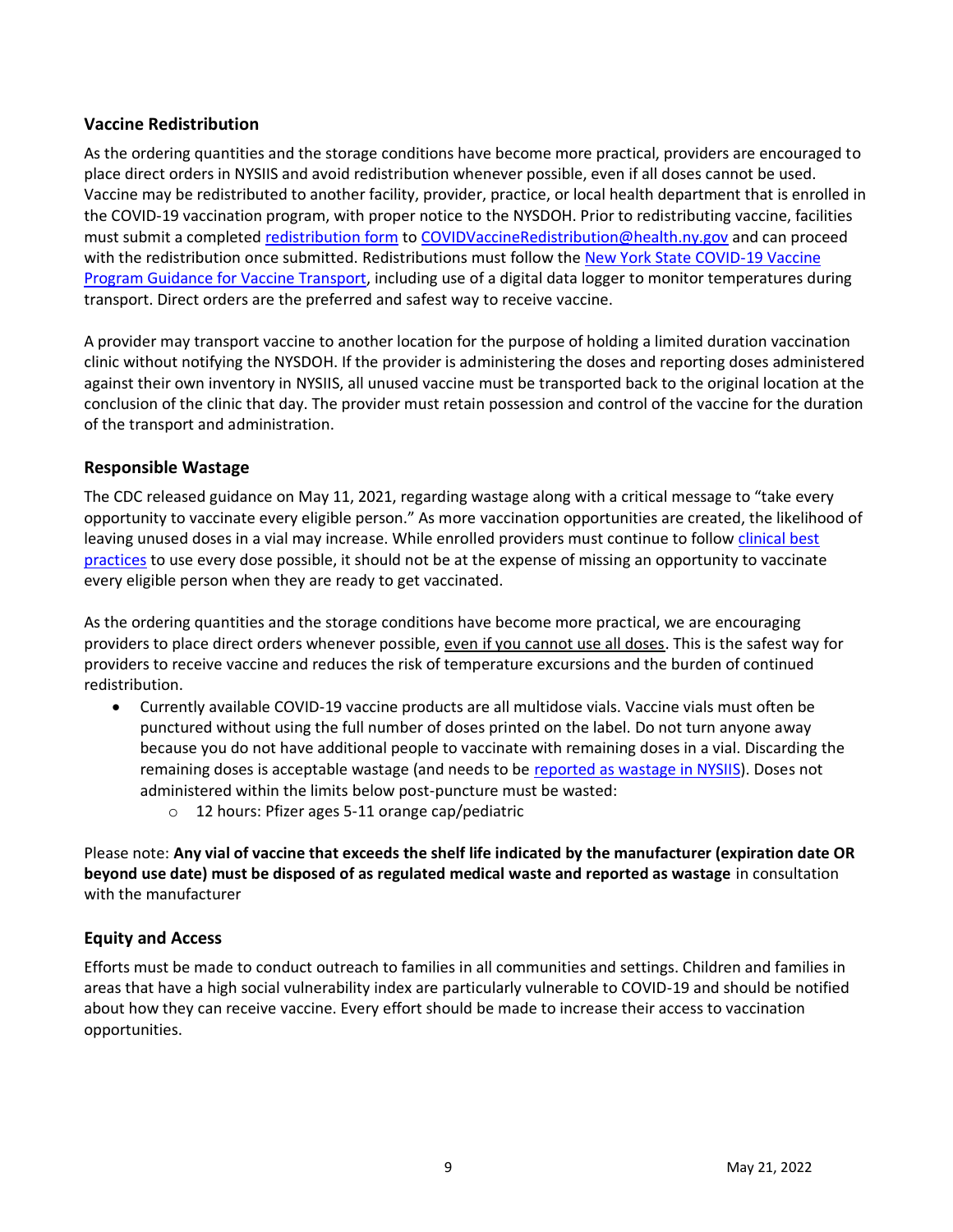## Vaccine Redistribution

As the ordering quantities and the storage conditions have become more practical, providers are encouraged to place direct orders in NYSIIS and avoid redistribution whenever possible, even if all doses cannot be used. Vaccine may be redistributed to another facility, provider, practice, or local health department that is enrolled in the COVID-19 vaccination program, with proper notice to the NYSDOH. Prior to redistributing vaccine, facilities must submit a completed redistribution form to COVIDVaccineRedistribution@health.ny.gov and can proceed with the redistribution once submitted. Redistributions must follow the New York State COVID-19 Vaccine Program Guidance for Vaccine Transport, including use of a digital data logger to monitor temperatures during transport. Direct orders are the preferred and safest way to receive vaccine.

A provider may transport vaccine to another location for the purpose of holding a limited duration vaccination clinic without notifying the NYSDOH. If the provider is administering the doses and reporting doses administered against their own inventory in NYSIIS, all unused vaccine must be transported back to the original location at the conclusion of the clinic that day. The provider must retain possession and control of the vaccine for the duration of the transport and administration.

## Responsible Wastage

The CDC released guidance on May 11, 2021, regarding wastage along with a critical message to "take every opportunity to vaccinate every eligible person." As more vaccination opportunities are created, the likelihood of leaving unused doses in a vial may increase. While enrolled providers must continue to follow clinical best practices to use every dose possible, it should not be at the expense of missing an opportunity to vaccinate every eligible person when they are ready to get vaccinated.

As the ordering quantities and the storage conditions have become more practical, we are encouraging providers to place direct orders whenever possible, even if you cannot use all doses. This is the safest way for providers to receive vaccine and reduces the risk of temperature excursions and the burden of continued redistribution.

- Currently available COVID-19 vaccine products are all multidose vials. Vaccine vials must often be punctured without using the full number of doses printed on the label. Do not turn anyone away because you do not have additional people to vaccinate with remaining doses in a vial. Discarding the remaining doses is acceptable wastage (and needs to be reported as wastage in NYSIIS). Doses not administered within the limits below post-puncture must be wasted:
  - 12 hours: Pfizer ages 5-11 orange cap/pediatric

Please note: **Any vial of vaccine that exceeds the shelf life indicated by the manufacturer (expiration date OR beyond use date) must be disposed of as regulated medical waste and reported as wastage** in consultation with the manufacturer

## Equity and Access

Efforts must be made to conduct outreach to families in all communities and settings. Children and families in areas that have a high social vulnerability index are particularly vulnerable to COVID-19 and should be notified about how they can receive vaccine. Every effort should be made to increase their access to vaccination opportunities.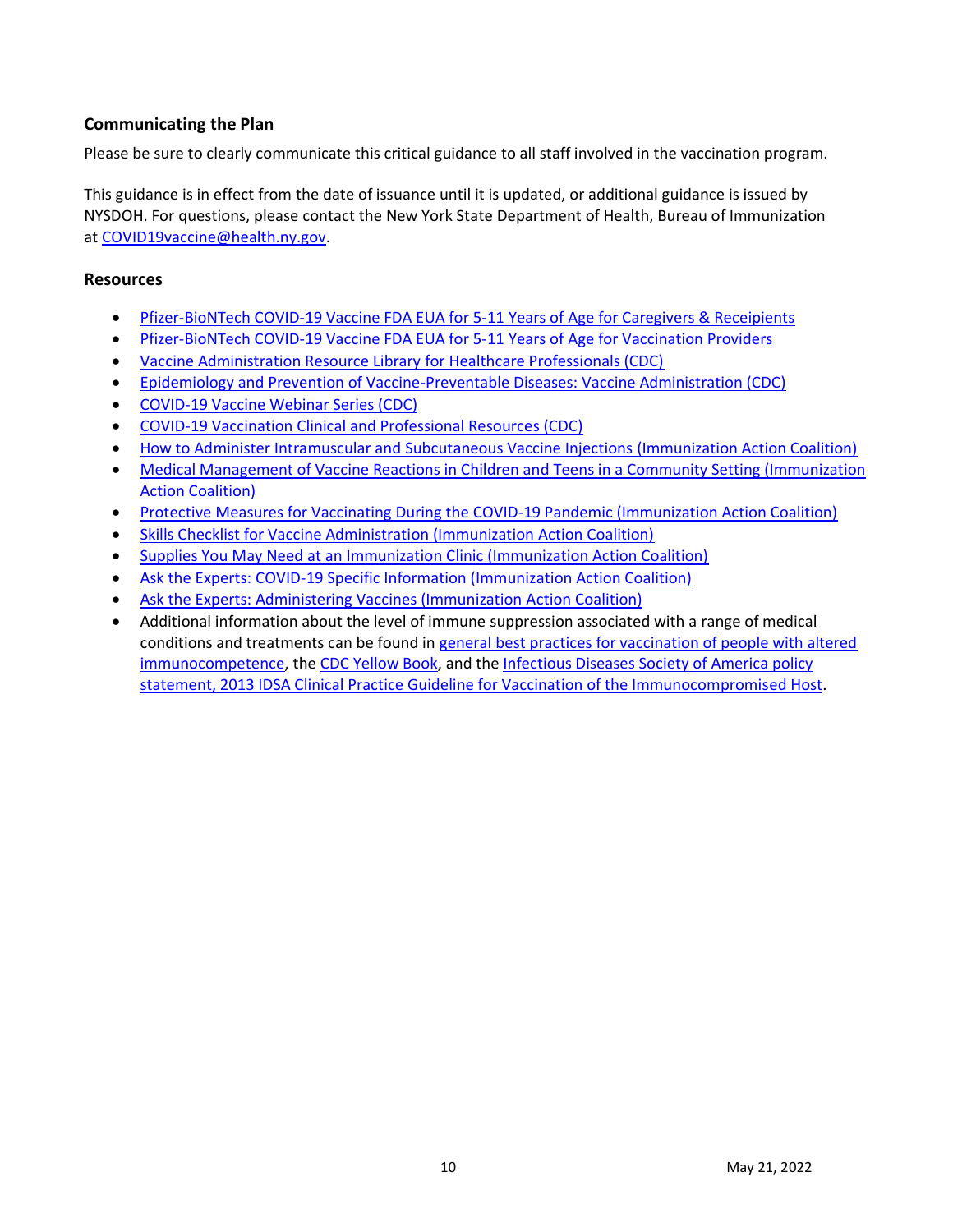## Communicating the Plan

Please be sure to clearly communicate this critical guidance to all staff involved in the vaccination program.

This guidance is in effect from the date of issuance until it is updated, or additional guidance is issued by NYSDOH. For questions, please contact the New York State Department of Health, Bureau of Immunization at COVID19vaccine@health.ny.gov.

## Resources

- Pfizer-BioNTech COVID-19 Vaccine FDA EUA for 5-11 Years of Age for Caregivers & Receipients
- Pfizer-BioNTech COVID-19 Vaccine FDA EUA for 5-11 Years of Age for Vaccination Providers
- Vaccine Administration Resource Library for Healthcare Professionals (CDC)
- Epidemiology and Prevention of Vaccine-Preventable Diseases: Vaccine Administration (CDC)
- COVID-19 Vaccine Webinar Series (CDC)
- COVID-19 Vaccination Clinical and Professional Resources (CDC)
- How to Administer Intramuscular and Subcutaneous Vaccine Injections (Immunization Action Coalition)
- Medical Management of Vaccine Reactions in Children and Teens in a Community Setting (Immunization Action Coalition)
- Protective Measures for Vaccinating During the COVID-19 Pandemic (Immunization Action Coalition)
- Skills Checklist for Vaccine Administration (Immunization Action Coalition)
- Supplies You May Need at an Immunization Clinic (Immunization Action Coalition)
- Ask the Experts: COVID-19 Specific Information (Immunization Action Coalition)
- Ask the Experts: Administering Vaccines (Immunization Action Coalition)
- Additional information about the level of immune suppression associated with a range of medical conditions and treatments can be found in general best practices for vaccination of people with altered immunocompetence, the CDC Yellow Book, and the Infectious Diseases Society of America policy statement, 2013 IDSA Clinical Practice Guideline for Vaccination of the Immunocompromised Host.

May 21, 2022